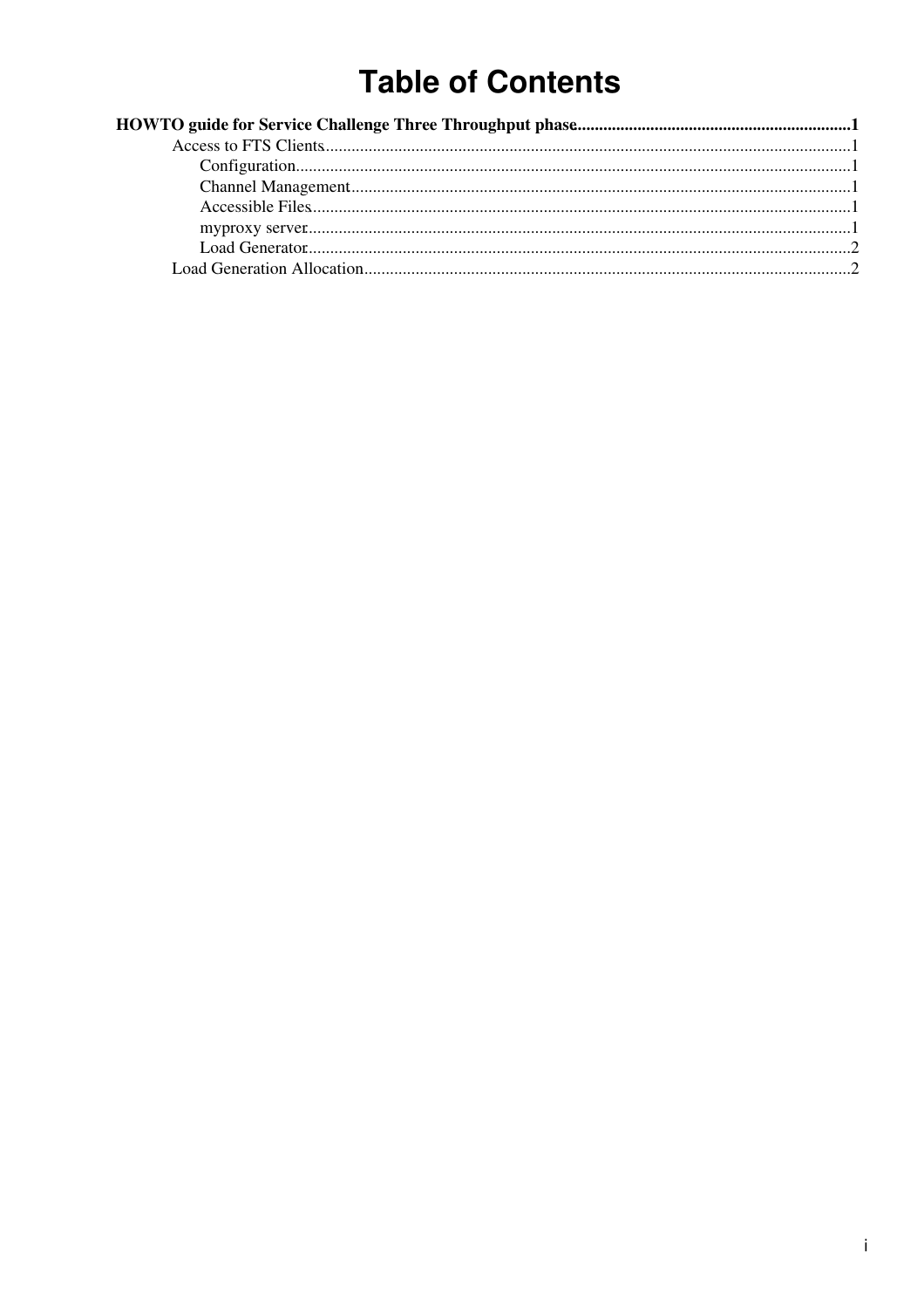# Table of Contents

**HOWTO guide for Service Challenge Three Throughput phase**......1

- Access to FTS Clients......1
  - Configuration......1
  - Channel Management......1
  - Accessible Files......1
  - myproxy server......1
  - Load Generator......2
- Load Generation Allocation......2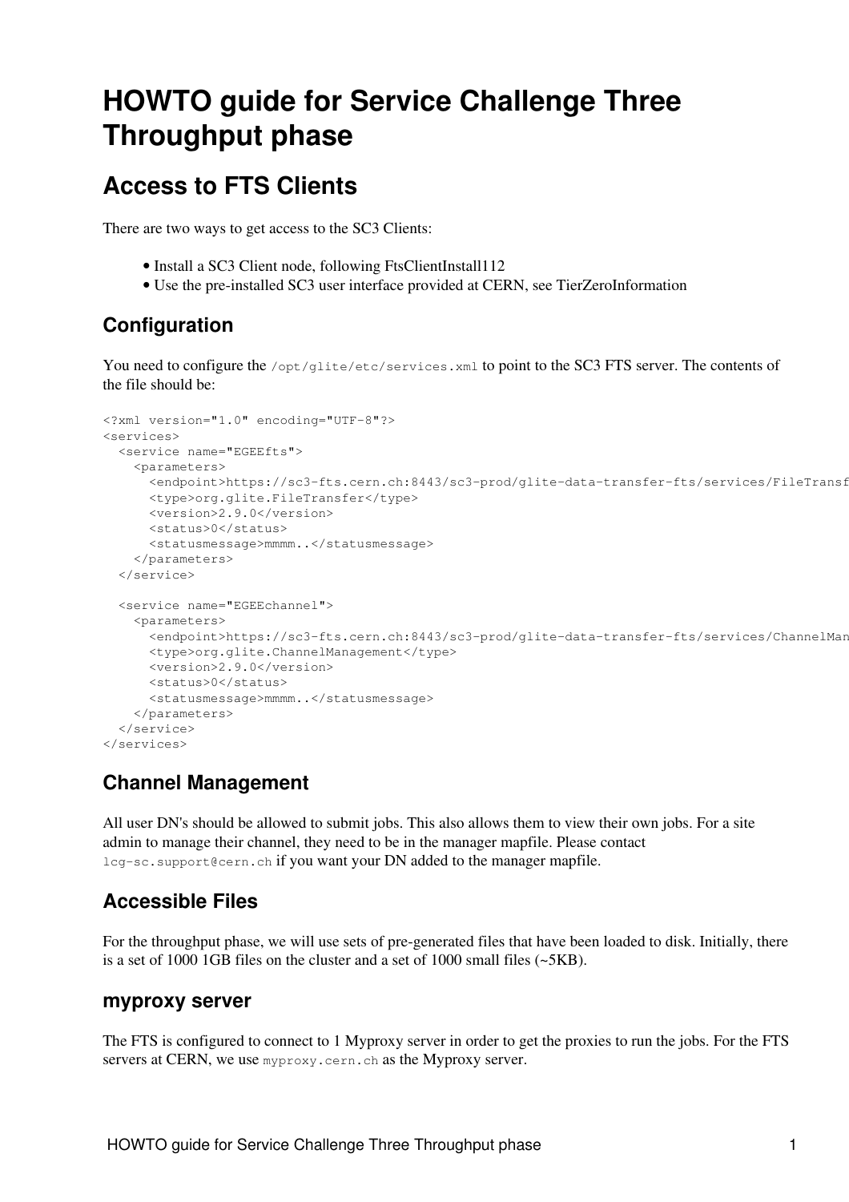# HOWTO guide for Service Challenge Three Throughput phase

## Access to FTS Clients

There are two ways to get access to the SC3 Clients:

- Install a SC3 Client node, following FtsClientInstall112
- Use the pre-installed SC3 user interface provided at CERN, see TierZeroInformation

### Configuration

You need to configure the `/opt/glite/etc/services.xml` to point to the SC3 FTS server. The contents of the file should be:

```
<?xml version="1.0" encoding="UTF-8"?>
<services>
  <service name="EGEEfts">
    <parameters>
      <endpoint>https://sc3-fts.cern.ch:8443/sc3-prod/glite-data-transfer-fts/services/FileTransf
      <type>org.glite.FileTransfer</type>
      <version>2.9.0</version>
      <status>0</status>
      <statusmessage>mmmm..</statusmessage>
    </parameters>
  </service>

  <service name="EGEEchannel">
    <parameters>
      <endpoint>https://sc3-fts.cern.ch:8443/sc3-prod/glite-data-transfer-fts/services/ChannelMan
      <type>org.glite.ChannelManagement</type>
      <version>2.9.0</version>
      <status>0</status>
      <statusmessage>mmmm..</statusmessage>
    </parameters>
  </service>
</services>
```

### Channel Management

All user DN's should be allowed to submit jobs. This also allows them to view their own jobs. For a site admin to manage their channel, they need to be in the manager mapfile. Please contact `lcg-sc.support@cern.ch` if you want your DN added to the manager mapfile.

### Accessible Files

For the throughput phase, we will use sets of pre-generated files that have been loaded to disk. Initially, there is a set of 1000 1GB files on the cluster and a set of 1000 small files (~5KB).

### myproxy server

The FTS is configured to connect to 1 Myproxy server in order to get the proxies to run the jobs. For the FTS servers at CERN, we use `myproxy.cern.ch` as the Myproxy server.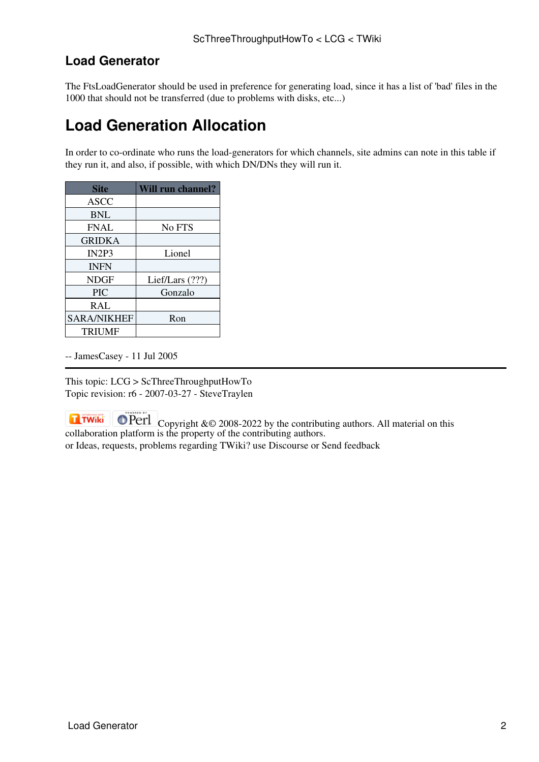### Load Generator

The FtsLoadGenerator should be used in preference for generating load, since it has a list of 'bad' files in the 1000 that should not be transferred (due to problems with disks, etc...)

## Load Generation Allocation

In order to co-ordinate who runs the load-generators for which channels, site admins can note in this table if they run it, and also, if possible, with which DN/DNs they will run it.

| Site | Will run channel? |
|---|---|
| ASCC | |
| BNL | |
| FNAL | No FTS |
| GRIDKA | |
| IN2P3 | Lionel |
| INFN | |
| NDGF | Lief/Lars (???) |
| PIC | Gonzalo |
| RAL | |
| SARA/NIKHEF | Ron |
| TRIUMF | |

-- JamesCasey - 11 Jul 2005

---

This topic: LCG > ScThreeThroughputHowTo
Topic revision: r6 - 2007-03-27 - SteveTraylen

Copyright &© 2008-2022 by the contributing authors. All material on this collaboration platform is the property of the contributing authors.
or Ideas, requests, problems regarding TWiki? use Discourse or Send feedback